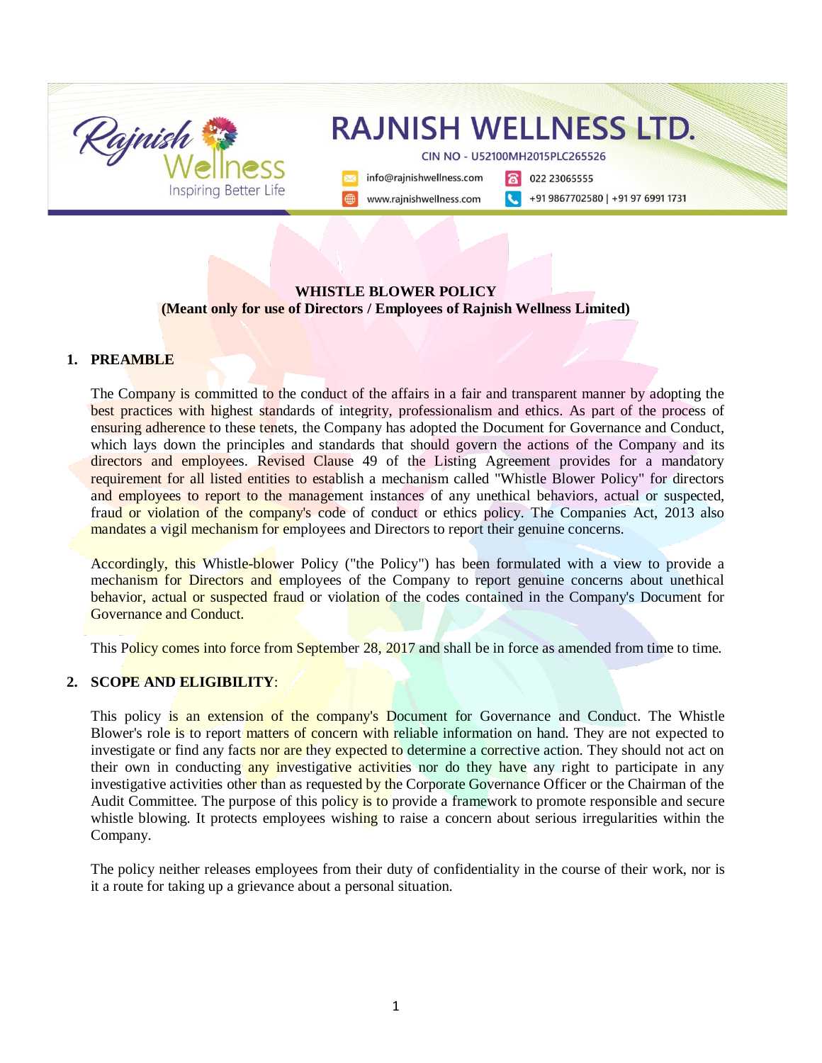RAJNISH WELLNESS LTD.

CIN NO - U52100MH2015PLC265526

info@rajnishwellness.com | 022 23065555

www.rajnishwellness.com | +91 9867702580 | +91 97 6991 1731

# WHISTLE BLOWER POLICY

**(Meant only for use of Directors / Employees of Rajnish Wellness Limited)**

## 1. PREAMBLE

The Company is committed to the conduct of the affairs in a fair and transparent manner by adopting the best practices with highest standards of integrity, professionalism and ethics. As part of the process of ensuring adherence to these tenets, the Company has adopted the Document for Governance and Conduct, which lays down the principles and standards that should govern the actions of the Company and its directors and employees. Revised Clause 49 of the Listing Agreement provides for a mandatory requirement for all listed entities to establish a mechanism called "Whistle Blower Policy" for directors and employees to report to the management instances of any unethical behaviors, actual or suspected, fraud or violation of the company's code of conduct or ethics policy. The Companies Act, 2013 also mandates a vigil mechanism for employees and Directors to report their genuine concerns.

Accordingly, this Whistle-blower Policy ("the Policy") has been formulated with a view to provide a mechanism for Directors and employees of the Company to report genuine concerns about unethical behavior, actual or suspected fraud or violation of the codes contained in the Company's Document for Governance and Conduct.

This Policy comes into force from September 28, 2017 and shall be in force as amended from time to time.

## 2. SCOPE AND ELIGIBILITY:

This policy is an extension of the company's Document for Governance and Conduct. The Whistle Blower's role is to report matters of concern with reliable information on hand. They are not expected to investigate or find any facts nor are they expected to determine a corrective action. They should not act on their own in conducting any investigative activities nor do they have any right to participate in any investigative activities other than as requested by the Corporate Governance Officer or the Chairman of the Audit Committee. The purpose of this policy is to provide a framework to promote responsible and secure whistle blowing. It protects employees wishing to raise a concern about serious irregularities within the Company.

The policy neither releases employees from their duty of confidentiality in the course of their work, nor is it a route for taking up a grievance about a personal situation.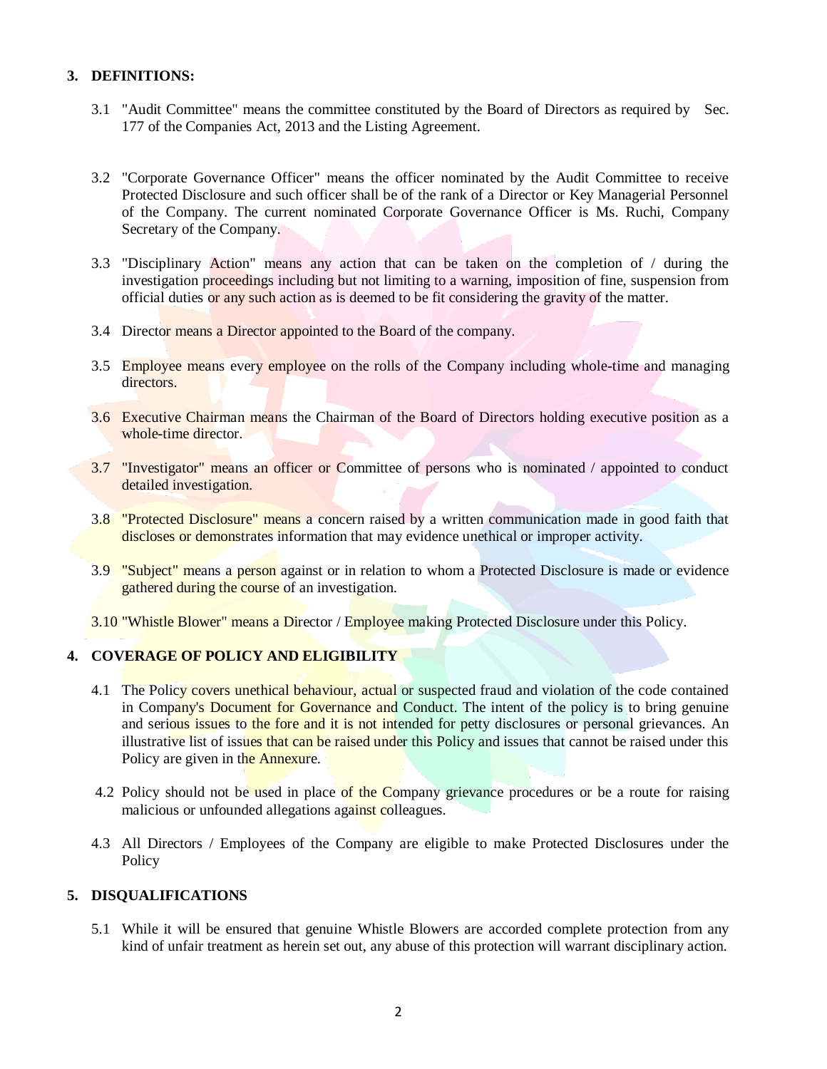## 3. DEFINITIONS:

3.1 "Audit Committee" means the committee constituted by the Board of Directors as required by Sec. 177 of the Companies Act, 2013 and the Listing Agreement.

3.2 "Corporate Governance Officer" means the officer nominated by the Audit Committee to receive Protected Disclosure and such officer shall be of the rank of a Director or Key Managerial Personnel of the Company. The current nominated Corporate Governance Officer is Ms. Ruchi, Company Secretary of the Company.

3.3 "Disciplinary Action" means any action that can be taken on the completion of / during the investigation proceedings including but not limiting to a warning, imposition of fine, suspension from official duties or any such action as is deemed to be fit considering the gravity of the matter.

3.4 Director means a Director appointed to the Board of the company.

3.5 Employee means every employee on the rolls of the Company including whole-time and managing directors.

3.6 Executive Chairman means the Chairman of the Board of Directors holding executive position as a whole-time director.

3.7 "Investigator" means an officer or Committee of persons who is nominated / appointed to conduct detailed investigation.

3.8 "Protected Disclosure" means a concern raised by a written communication made in good faith that discloses or demonstrates information that may evidence unethical or improper activity.

3.9 "Subject" means a person against or in relation to whom a Protected Disclosure is made or evidence gathered during the course of an investigation.

3.10 "Whistle Blower" means a Director / Employee making Protected Disclosure under this Policy.

## 4. COVERAGE OF POLICY AND ELIGIBILITY

4.1 The Policy covers unethical behaviour, actual or suspected fraud and violation of the code contained in Company's Document for Governance and Conduct. The intent of the policy is to bring genuine and serious issues to the fore and it is not intended for petty disclosures or personal grievances. An illustrative list of issues that can be raised under this Policy and issues that cannot be raised under this Policy are given in the Annexure.

4.2 Policy should not be used in place of the Company grievance procedures or be a route for raising malicious or unfounded allegations against colleagues.

4.3 All Directors / Employees of the Company are eligible to make Protected Disclosures under the Policy

## 5. DISQUALIFICATIONS

5.1 While it will be ensured that genuine Whistle Blowers are accorded complete protection from any kind of unfair treatment as herein set out, any abuse of this protection will warrant disciplinary action.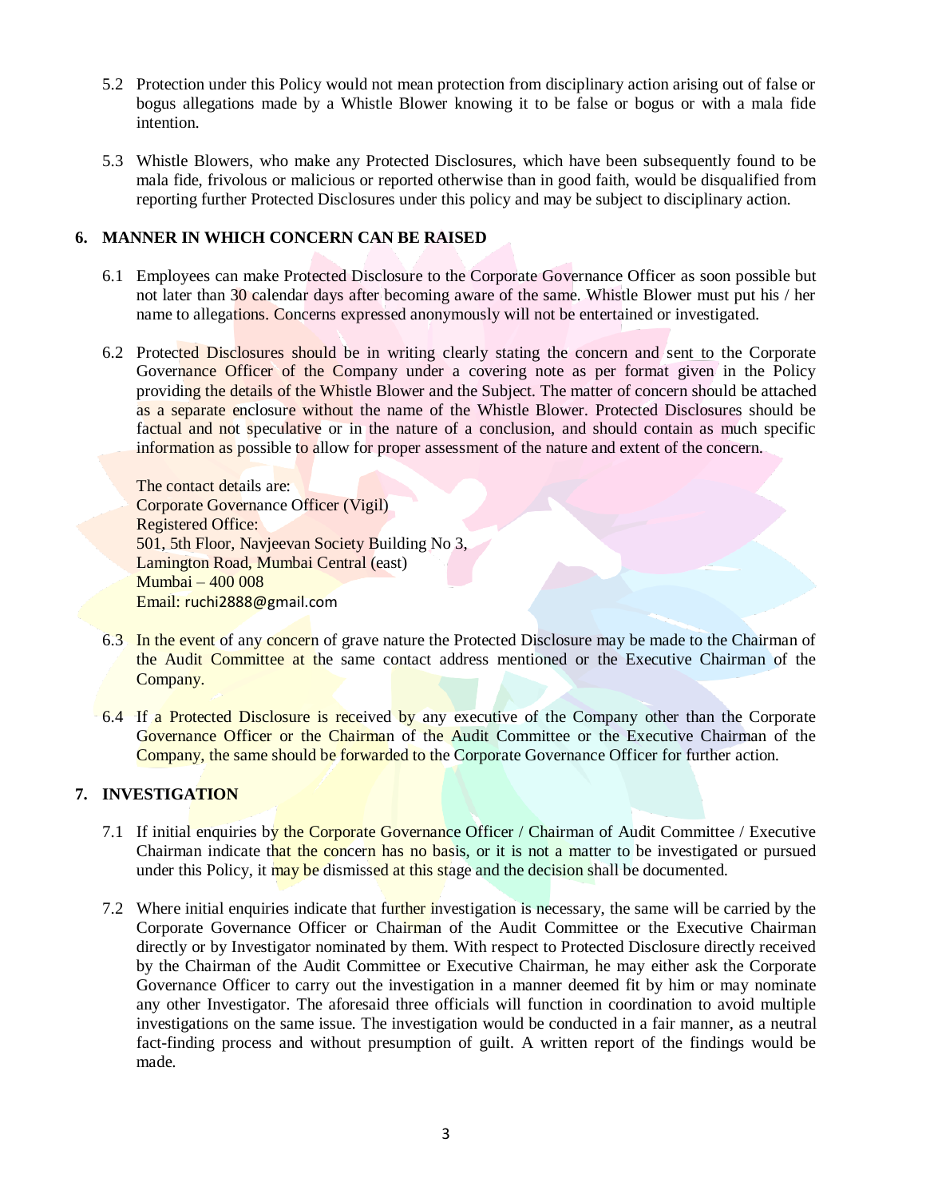5.2 Protection under this Policy would not mean protection from disciplinary action arising out of false or bogus allegations made by a Whistle Blower knowing it to be false or bogus or with a mala fide intention.

5.3 Whistle Blowers, who make any Protected Disclosures, which have been subsequently found to be mala fide, frivolous or malicious or reported otherwise than in good faith, would be disqualified from reporting further Protected Disclosures under this policy and may be subject to disciplinary action.

## 6. MANNER IN WHICH CONCERN CAN BE RAISED

6.1 Employees can make Protected Disclosure to the Corporate Governance Officer as soon possible but not later than 30 calendar days after becoming aware of the same. Whistle Blower must put his / her name to allegations. Concerns expressed anonymously will not be entertained or investigated.

6.2 Protected Disclosures should be in writing clearly stating the concern and sent to the Corporate Governance Officer of the Company under a covering note as per format given in the Policy providing the details of the Whistle Blower and the Subject. The matter of concern should be attached as a separate enclosure without the name of the Whistle Blower. Protected Disclosures should be factual and not speculative or in the nature of a conclusion, and should contain as much specific information as possible to allow for proper assessment of the nature and extent of the concern.

The contact details are:
Corporate Governance Officer (Vigil)
Registered Office:
501, 5th Floor, Navjeevan Society Building No 3,
Lamington Road, Mumbai Central (east)
Mumbai – 400 008
Email: ruchi2888@gmail.com

6.3 In the event of any concern of grave nature the Protected Disclosure may be made to the Chairman of the Audit Committee at the same contact address mentioned or the Executive Chairman of the Company.

6.4 If a Protected Disclosure is received by any executive of the Company other than the Corporate Governance Officer or the Chairman of the Audit Committee or the Executive Chairman of the Company, the same should be forwarded to the Corporate Governance Officer for further action.

## 7. INVESTIGATION

7.1 If initial enquiries by the Corporate Governance Officer / Chairman of Audit Committee / Executive Chairman indicate that the concern has no basis, or it is not a matter to be investigated or pursued under this Policy, it may be dismissed at this stage and the decision shall be documented.

7.2 Where initial enquiries indicate that further investigation is necessary, the same will be carried by the Corporate Governance Officer or Chairman of the Audit Committee or the Executive Chairman directly or by Investigator nominated by them. With respect to Protected Disclosure directly received by the Chairman of the Audit Committee or Executive Chairman, he may either ask the Corporate Governance Officer to carry out the investigation in a manner deemed fit by him or may nominate any other Investigator. The aforesaid three officials will function in coordination to avoid multiple investigations on the same issue. The investigation would be conducted in a fair manner, as a neutral fact-finding process and without presumption of guilt. A written report of the findings would be made.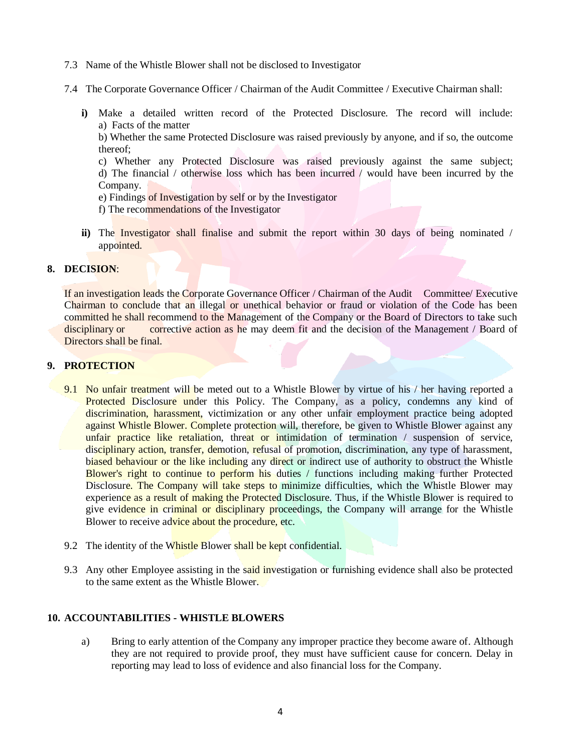7.3 Name of the Whistle Blower shall not be disclosed to Investigator

7.4 The Corporate Governance Officer / Chairman of the Audit Committee / Executive Chairman shall:

**i)** Make a detailed written record of the Protected Disclosure. The record will include:
a) Facts of the matter
b) Whether the same Protected Disclosure was raised previously by anyone, and if so, the outcome thereof;
c) Whether any Protected Disclosure was raised previously against the same subject;
d) The financial / otherwise loss which has been incurred / would have been incurred by the Company.
e) Findings of Investigation by self or by the Investigator
f) The recommendations of the Investigator

**ii)** The Investigator shall finalise and submit the report within 30 days of being nominated / appointed.

## 8. DECISION:

If an investigation leads the Corporate Governance Officer / Chairman of the Audit Committee/ Executive Chairman to conclude that an illegal or unethical behavior or fraud or violation of the Code has been committed he shall recommend to the Management of the Company or the Board of Directors to take such disciplinary or corrective action as he may deem fit and the decision of the Management / Board of Directors shall be final.

## 9. PROTECTION

9.1 No unfair treatment will be meted out to a Whistle Blower by virtue of his / her having reported a Protected Disclosure under this Policy. The Company, as a policy, condemns any kind of discrimination, harassment, victimization or any other unfair employment practice being adopted against Whistle Blower. Complete protection will, therefore, be given to Whistle Blower against any unfair practice like retaliation, threat or intimidation of termination / suspension of service, disciplinary action, transfer, demotion, refusal of promotion, discrimination, any type of harassment, biased behaviour or the like including any direct or indirect use of authority to obstruct the Whistle Blower's right to continue to perform his duties / functions including making further Protected Disclosure. The Company will take steps to minimize difficulties, which the Whistle Blower may experience as a result of making the Protected Disclosure. Thus, if the Whistle Blower is required to give evidence in criminal or disciplinary proceedings, the Company will arrange for the Whistle Blower to receive advice about the procedure, etc.

9.2 The identity of the Whistle Blower shall be kept confidential.

9.3 Any other Employee assisting in the said investigation or furnishing evidence shall also be protected to the same extent as the Whistle Blower.

## 10. ACCOUNTABILITIES - WHISTLE BLOWERS

a) Bring to early attention of the Company any improper practice they become aware of. Although they are not required to provide proof, they must have sufficient cause for concern. Delay in reporting may lead to loss of evidence and also financial loss for the Company.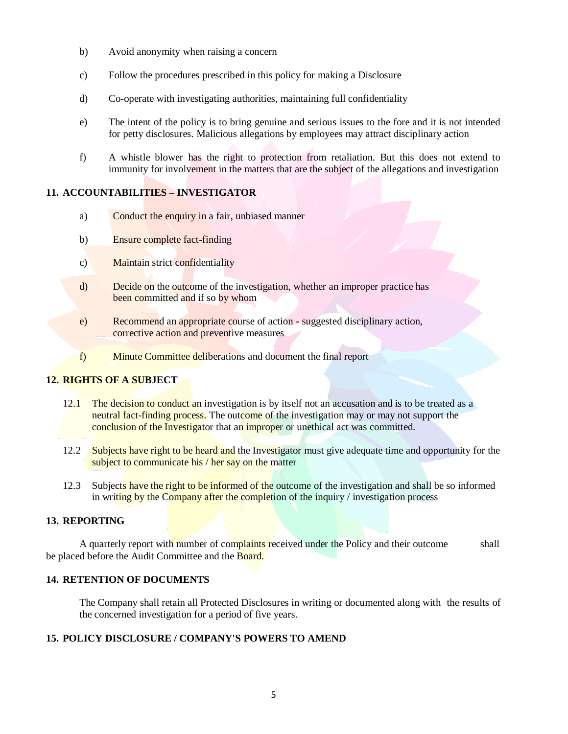b) Avoid anonymity when raising a concern

c) Follow the procedures prescribed in this policy for making a Disclosure

d) Co-operate with investigating authorities, maintaining full confidentiality

e) The intent of the policy is to bring genuine and serious issues to the fore and it is not intended for petty disclosures. Malicious allegations by employees may attract disciplinary action

f) A whistle blower has the right to protection from retaliation. But this does not extend to immunity for involvement in the matters that are the subject of the allegations and investigation

## 11. ACCOUNTABILITIES – INVESTIGATOR

a) Conduct the enquiry in a fair, unbiased manner

b) Ensure complete fact-finding

c) Maintain strict confidentiality

d) Decide on the outcome of the investigation, whether an improper practice has been committed and if so by whom

e) Recommend an appropriate course of action - suggested disciplinary action, corrective action and preventive measures

f) Minute Committee deliberations and document the final report

## 12. RIGHTS OF A SUBJECT

12.1 The decision to conduct an investigation is by itself not an accusation and is to be treated as a neutral fact-finding process. The outcome of the investigation may or may not support the conclusion of the Investigator that an improper or unethical act was committed.

12.2 Subjects have right to be heard and the Investigator must give adequate time and opportunity for the subject to communicate his / her say on the matter

12.3 Subjects have the right to be informed of the outcome of the investigation and shall be so informed in writing by the Company after the completion of the inquiry / investigation process

## 13. REPORTING

A quarterly report with number of complaints received under the Policy and their outcome shall be placed before the Audit Committee and the Board.

## 14. RETENTION OF DOCUMENTS

The Company shall retain all Protected Disclosures in writing or documented along with the results of the concerned investigation for a period of five years.

## 15. POLICY DISCLOSURE / COMPANY'S POWERS TO AMEND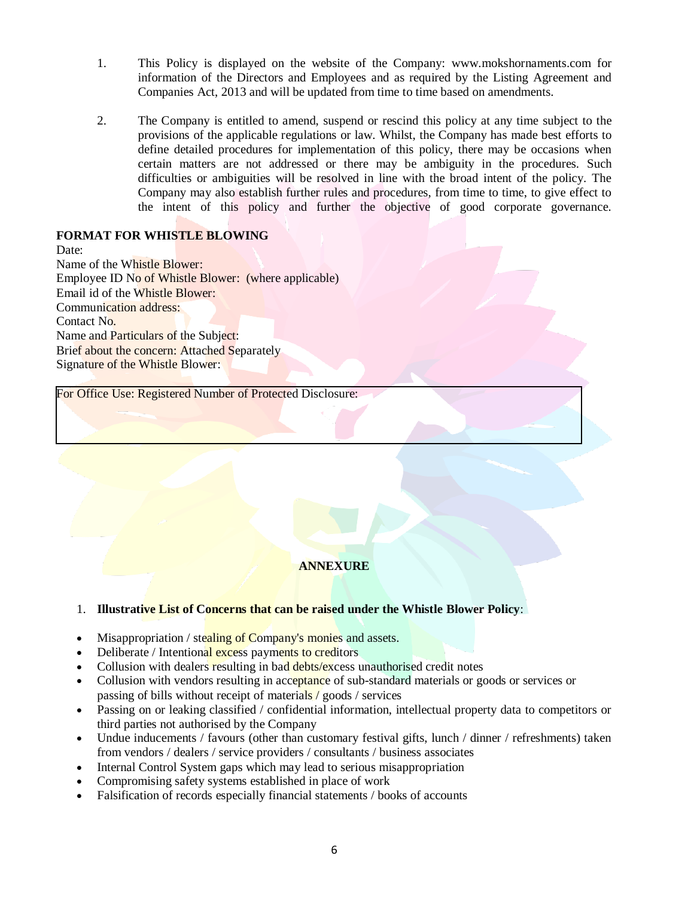1. This Policy is displayed on the website of the Company: www.mokshornaments.com for information of the Directors and Employees and as required by the Listing Agreement and Companies Act, 2013 and will be updated from time to time based on amendments.

2. The Company is entitled to amend, suspend or rescind this policy at any time subject to the provisions of the applicable regulations or law. Whilst, the Company has made best efforts to define detailed procedures for implementation of this policy, there may be occasions when certain matters are not addressed or there may be ambiguity in the procedures. Such difficulties or ambiguities will be resolved in line with the broad intent of the policy. The Company may also establish further rules and procedures, from time to time, to give effect to the intent of this policy and further the objective of good corporate governance.

**FORMAT FOR WHISTLE BLOWING**

Date:
Name of the Whistle Blower:
Employee ID No of Whistle Blower: (where applicable)
Email id of the Whistle Blower:
Communication address:
Contact No.
Name and Particulars of the Subject:
Brief about the concern: Attached Separately
Signature of the Whistle Blower:

| For Office Use: Registered Number of Protected Disclosure: |
|---|
| |

**ANNEXURE**

1. **Illustrative List of Concerns that can be raised under the Whistle Blower Policy**:

- Misappropriation / stealing of Company's monies and assets.
- Deliberate / Intentional excess payments to creditors
- Collusion with dealers resulting in bad debts/excess unauthorised credit notes
- Collusion with vendors resulting in acceptance of sub-standard materials or goods or services or passing of bills without receipt of materials / goods / services
- Passing on or leaking classified / confidential information, intellectual property data to competitors or third parties not authorised by the Company
- Undue inducements / favours (other than customary festival gifts, lunch / dinner / refreshments) taken from vendors / dealers / service providers / consultants / business associates
- Internal Control System gaps which may lead to serious misappropriation
- Compromising safety systems established in place of work
- Falsification of records especially financial statements / books of accounts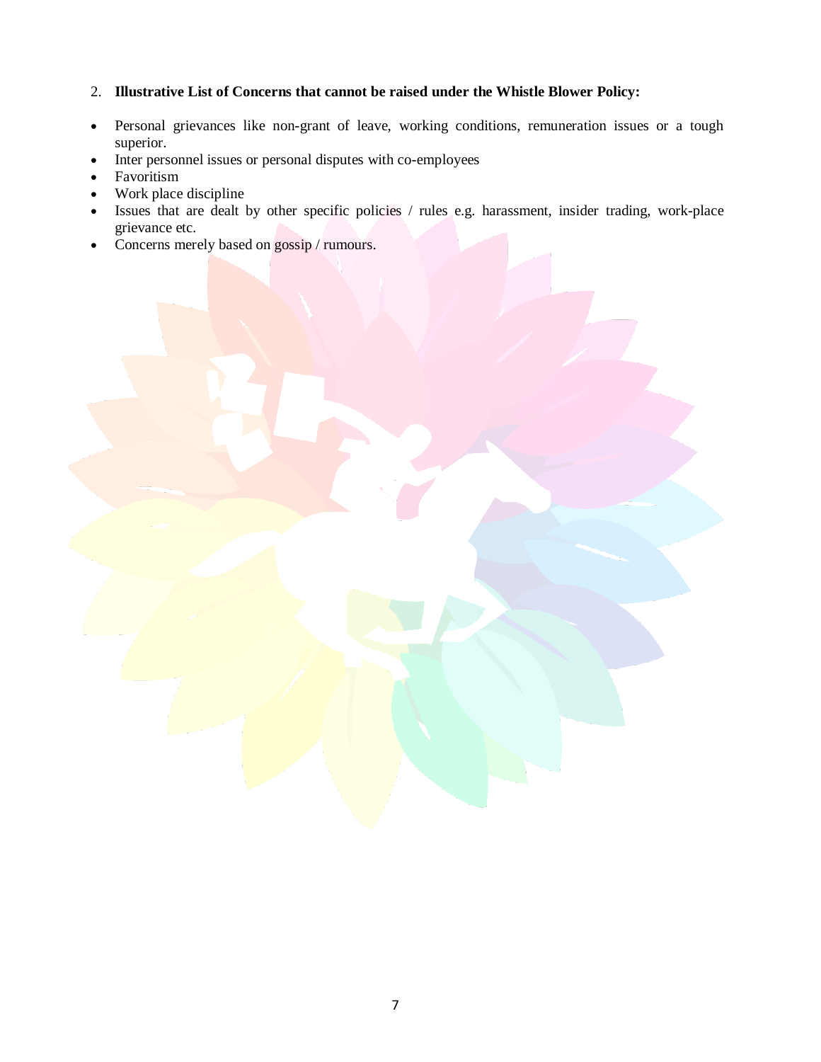2. **Illustrative List of Concerns that cannot be raised under the Whistle Blower Policy:**

- Personal grievances like non-grant of leave, working conditions, remuneration issues or a tough superior.
- Inter personnel issues or personal disputes with co-employees
- Favoritism
- Work place discipline
- Issues that are dealt by other specific policies / rules e.g. harassment, insider trading, work-place grievance etc.
- Concerns merely based on gossip / rumours.